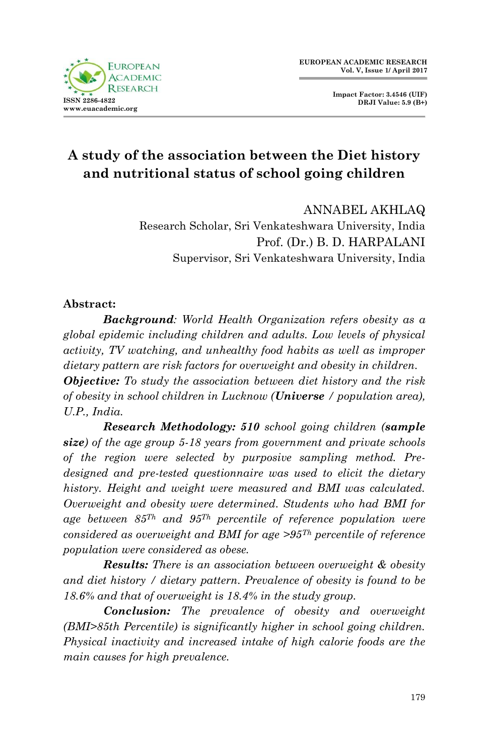# A study of the association between the Diet history and nutritional status of school going children

ANNABEL AKHLAQ
Research Scholar, Sri Venkateshwara University, India
Prof. (Dr.) B. D. HARPALANI
Supervisor, Sri Venkateshwara University, India

**Abstract:**

***Background**: World Health Organization refers obesity as a global epidemic including children and adults. Low levels of physical activity, TV watching, and unhealthy food habits as well as improper dietary pattern are risk factors for overweight and obesity in children.*
***Objective:** To study the association between diet history and the risk of obesity in school children in Lucknow (**Universe** / population area), U.P., India.*

***Research Methodology: 510** school going children (**sample size**) of the age group 5-18 years from government and private schools of the region were selected by purposive sampling method. Pre-designed and pre-tested questionnaire was used to elicit the dietary history. Height and weight were measured and BMI was calculated. Overweight and obesity were determined. Students who had BMI for age between 85$^{Th}$ and 95$^{Th}$ percentile of reference population were considered as overweight and BMI for age >95$^{Th}$ percentile of reference population were considered as obese.*

***Results:** There is an association between overweight & obesity and diet history / dietary pattern. Prevalence of obesity is found to be 18.6% and that of overweight is 18.4% in the study group.*

***Conclusion:** The prevalence of obesity and overweight (BMI>85th Percentile) is significantly higher in school going children. Physical inactivity and increased intake of high calorie foods are the main causes for high prevalence.*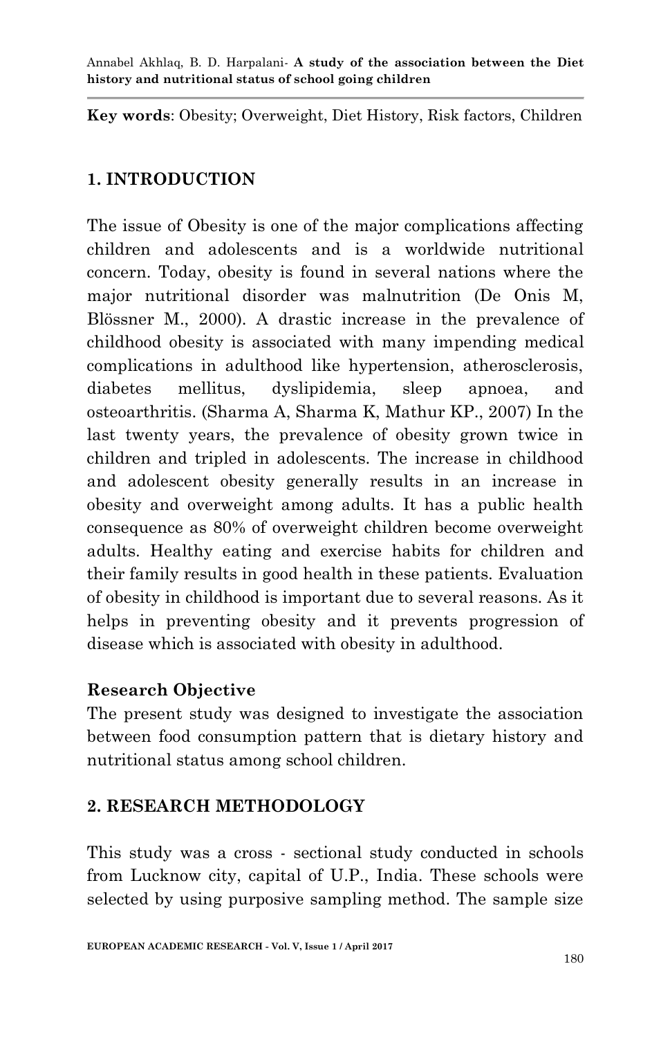**Key words**: Obesity; Overweight, Diet History, Risk factors, Children

## 1. INTRODUCTION

The issue of Obesity is one of the major complications affecting children and adolescents and is a worldwide nutritional concern. Today, obesity is found in several nations where the major nutritional disorder was malnutrition (De Onis M, Blössner M., 2000). A drastic increase in the prevalence of childhood obesity is associated with many impending medical complications in adulthood like hypertension, atherosclerosis, diabetes mellitus, dyslipidemia, sleep apnoea, and osteoarthritis. (Sharma A, Sharma K, Mathur KP., 2007) In the last twenty years, the prevalence of obesity grown twice in children and tripled in adolescents. The increase in childhood and adolescent obesity generally results in an increase in obesity and overweight among adults. It has a public health consequence as 80% of overweight children become overweight adults. Healthy eating and exercise habits for children and their family results in good health in these patients. Evaluation of obesity in childhood is important due to several reasons. As it helps in preventing obesity and it prevents progression of disease which is associated with obesity in adulthood.

### Research Objective

The present study was designed to investigate the association between food consumption pattern that is dietary history and nutritional status among school children.

## 2. RESEARCH METHODOLOGY

This study was a cross - sectional study conducted in schools from Lucknow city, capital of U.P., India. These schools were selected by using purposive sampling method. The sample size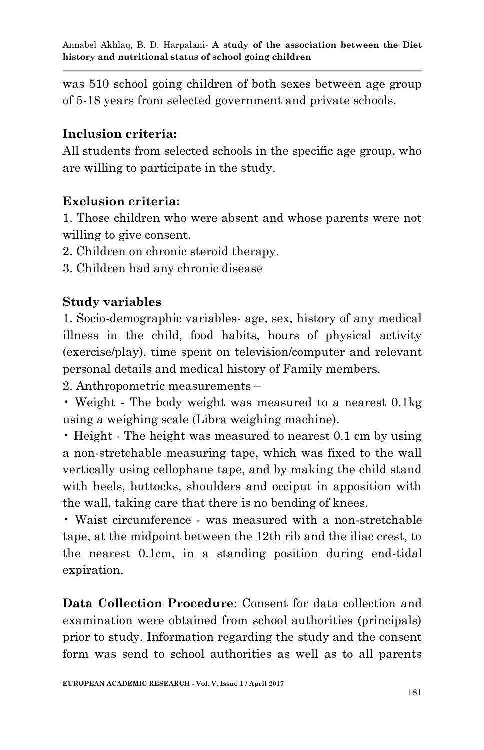was 510 school going children of both sexes between age group of 5-18 years from selected government and private schools.

**Inclusion criteria:**
All students from selected schools in the specific age group, who are willing to participate in the study.

**Exclusion criteria:**
1. Those children who were absent and whose parents were not willing to give consent.
2. Children on chronic steroid therapy.
3. Children had any chronic disease

**Study variables**
1. Socio-demographic variables- age, sex, history of any medical illness in the child, food habits, hours of physical activity (exercise/play), time spent on television/computer and relevant personal details and medical history of Family members.
2. Anthropometric measurements –
• Weight - The body weight was measured to a nearest 0.1kg using a weighing scale (Libra weighing machine).
• Height - The height was measured to nearest 0.1 cm by using a non-stretchable measuring tape, which was fixed to the wall vertically using cellophane tape, and by making the child stand with heels, buttocks, shoulders and occiput in apposition with the wall, taking care that there is no bending of knees.
• Waist circumference - was measured with a non-stretchable tape, at the midpoint between the 12th rib and the iliac crest, to the nearest 0.1cm, in a standing position during end-tidal expiration.

**Data Collection Procedure**: Consent for data collection and examination were obtained from school authorities (principals) prior to study. Information regarding the study and the consent form was send to school authorities as well as to all parents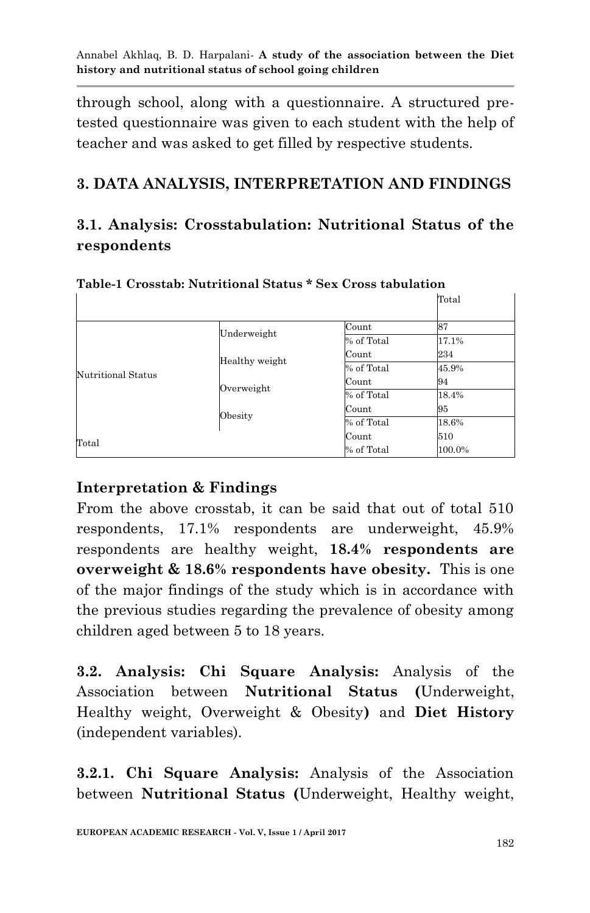through school, along with a questionnaire. A structured pre-tested questionnaire was given to each student with the help of teacher and was asked to get filled by respective students.

## 3. DATA ANALYSIS, INTERPRETATION AND FINDINGS

### 3.1. Analysis: Crosstabulation: Nutritional Status of the respondents

**Table-1 Crosstab: Nutritional Status * Sex Cross tabulation**

| | | | Total |
|---|---|---|---|
| Nutritional Status | Underweight | Count | 87 |
| | | % of Total | 17.1% |
| | Healthy weight | Count | 234 |
| | | % of Total | 45.9% |
| | Overweight | Count | 94 |
| | | % of Total | 18.4% |
| | Obesity | Count | 95 |
| | | % of Total | 18.6% |
| Total | | Count | 510 |
| | | % of Total | 100.0% |

**Interpretation & Findings**

From the above crosstab, it can be said that out of total 510 respondents, 17.1% respondents are underweight, 45.9% respondents are healthy weight, **18.4% respondents are overweight & 18.6% respondents have obesity.** This is one of the major findings of the study which is in accordance with the previous studies regarding the prevalence of obesity among children aged between 5 to 18 years.

**3.2. Analysis: Chi Square Analysis:** Analysis of the Association between **Nutritional Status (**Underweight, Healthy weight, Overweight & Obesity**)** and **Diet History** (independent variables).

**3.2.1. Chi Square Analysis:** Analysis of the Association between **Nutritional Status (**Underweight, Healthy weight,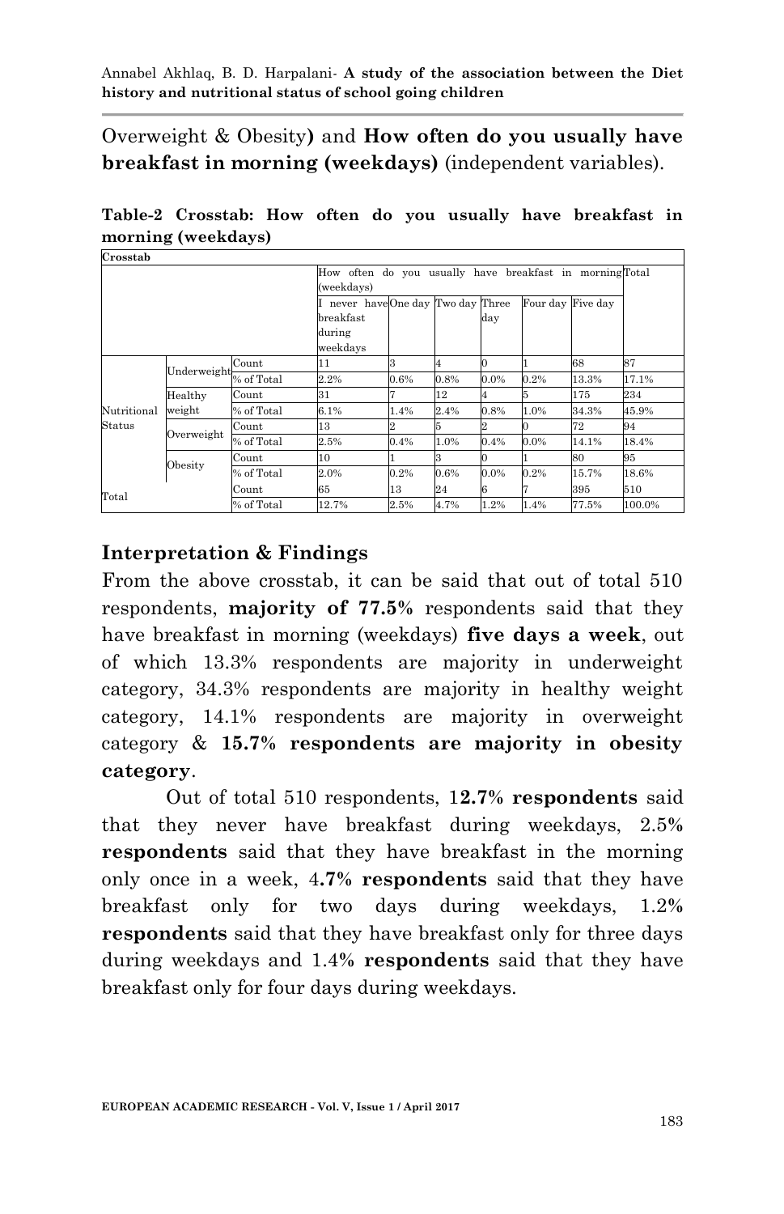Overweight & Obesity**)** and **How often do you usually have breakfast in morning (weekdays)** (independent variables).

**Table-2 Crosstab: How often do you usually have breakfast in morning (weekdays)**

**Crosstab**

| | | | How often do you usually have breakfast in morning (weekdays) | | | | | | Total |
|---|---|---|---|---|---|---|---|---|---|
| | | | I never have breakfast during weekdays | One day | Two day | Three day | Four day | Five day | |
| Nutritional Status | Underweight | Count | 11 | 3 | 4 | 0 | 1 | 68 | 87 |
| | | % of Total | 2.2% | 0.6% | 0.8% | 0.0% | 0.2% | 13.3% | 17.1% |
| | Healthy weight | Count | 31 | 7 | 12 | 4 | 5 | 175 | 234 |
| | | % of Total | 6.1% | 1.4% | 2.4% | 0.8% | 1.0% | 34.3% | 45.9% |
| | Overweight | Count | 13 | 2 | 5 | 2 | 0 | 72 | 94 |
| | | % of Total | 2.5% | 0.4% | 1.0% | 0.4% | 0.0% | 14.1% | 18.4% |
| | Obesity | Count | 10 | 1 | 3 | 0 | 1 | 80 | 95 |
| | | % of Total | 2.0% | 0.2% | 0.6% | 0.0% | 0.2% | 15.7% | 18.6% |
| Total | | Count | 65 | 13 | 24 | 6 | 7 | 395 | 510 |
| | | % of Total | 12.7% | 2.5% | 4.7% | 1.2% | 1.4% | 77.5% | 100.0% |

## Interpretation & Findings

From the above crosstab, it can be said that out of total 510 respondents, **majority of 77.5%** respondents said that they have breakfast in morning (weekdays) **five days a week**, out of which 13.3% respondents are majority in underweight category, 34.3% respondents are majority in healthy weight category, 14.1% respondents are majority in overweight category & **15.7% respondents are majority in obesity category**.

Out of total 510 respondents, 1**2.7% respondents** said that they never have breakfast during weekdays, 2.5**% respondents** said that they have breakfast in the morning only once in a week, 4**.7% respondents** said that they have breakfast only for two days during weekdays, 1.2**% respondents** said that they have breakfast only for three days during weekdays and 1.4**% respondents** said that they have breakfast only for four days during weekdays.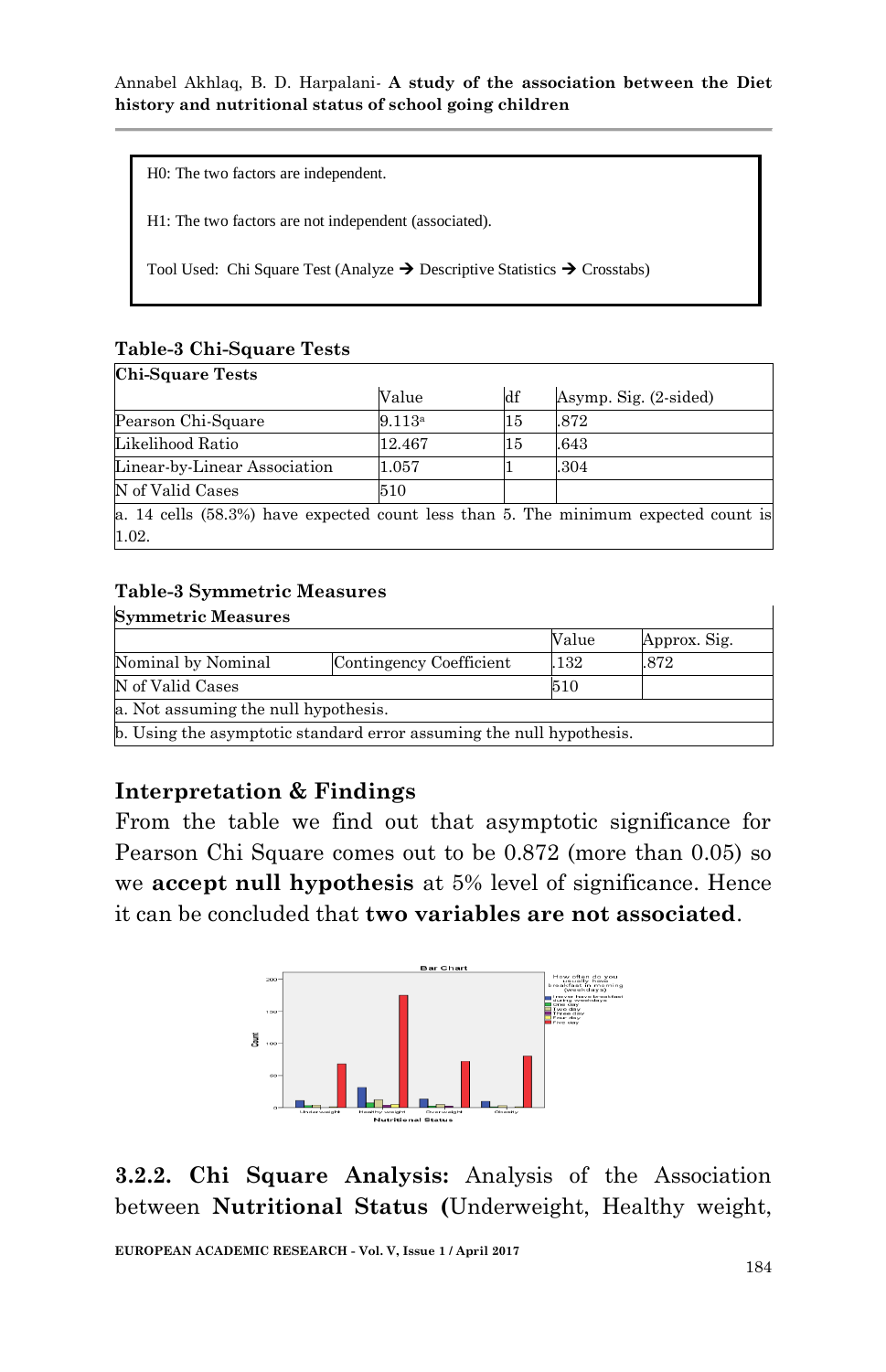H0: The two factors are independent.

H1: The two factors are not independent (associated).

Tool Used: Chi Square Test (Analyze → Descriptive Statistics → Crosstabs)

**Table-3 Chi-Square Tests**

| Chi-Square Tests | | | |
|---|---|---|---|
| | Value | df | Asymp. Sig. (2-sided) |
| Pearson Chi-Square | 9.113[a] | 15 | .872 |
| Likelihood Ratio | 12.467 | 15 | .643 |
| Linear-by-Linear Association | 1.057 | 1 | .304 |
| N of Valid Cases | 510 | | |

a. 14 cells (58.3%) have expected count less than 5. The minimum expected count is 1.02.

**Table-3 Symmetric Measures**

| Symmetric Measures | | | |
|---|---|---|---|
| | | Value | Approx. Sig. |
| Nominal by Nominal | Contingency Coefficient | .132 | .872 |
| N of Valid Cases | | 510 | |

a. Not assuming the null hypothesis.

b. Using the asymptotic standard error assuming the null hypothesis.

## Interpretation & Findings

From the table we find out that asymptotic significance for Pearson Chi Square comes out to be 0.872 (more than 0.05) so we **accept null hypothesis** at 5% level of significance. Hence it can be concluded that **two variables are not associated**.

**3.2.2. Chi Square Analysis:** Analysis of the Association between **Nutritional Status (**Underweight, Healthy weight,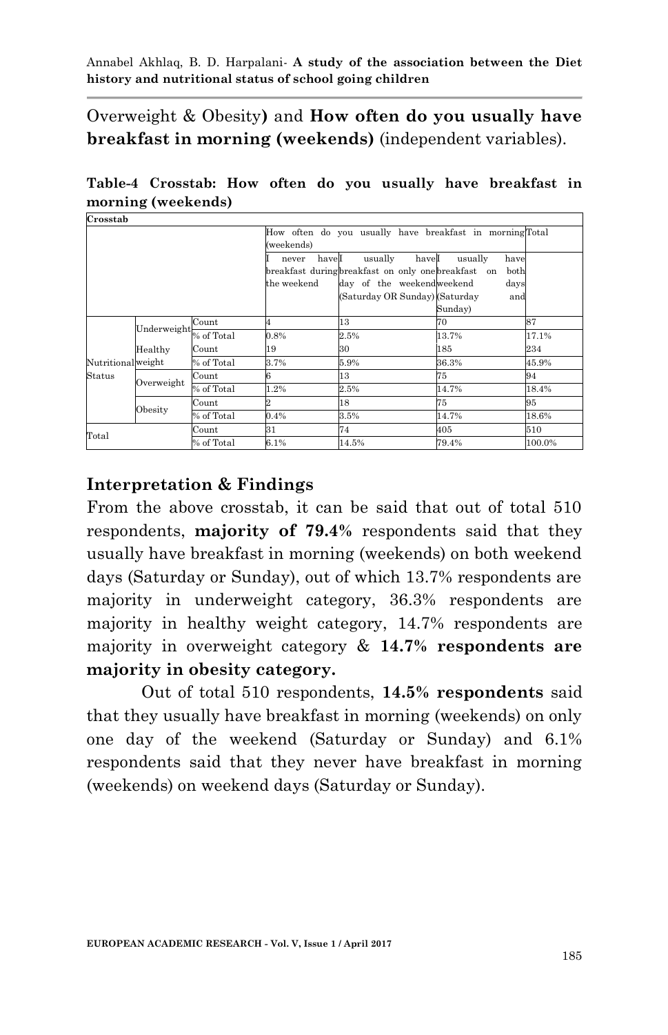Overweight & Obesity**)** and **How often do you usually have breakfast in morning (weekends)** (independent variables).

**Table-4 Crosstab: How often do you usually have breakfast in morning (weekends)**

| Crosstab | | | | | | |
|---|---|---|---|---|---|---|
| | | | How often do you usually have breakfast in morning (weekends) | | | Total |
| | | | I never have breakfast during the weekend | I usually have breakfast on only one day of the weekend (Saturday OR Sunday) | I usually have breakfast on weekend days (Saturday and Sunday) | |
| Nutritional Status | Underweight | Count | 4 | 13 | 70 | 87 |
| | | % of Total | 0.8% | 2.5% | 13.7% | 17.1% |
| | Healthy weight | Count | 19 | 30 | 185 | 234 |
| | | % of Total | 3.7% | 5.9% | 36.3% | 45.9% |
| | Overweight | Count | 6 | 13 | 75 | 94 |
| | | % of Total | 1.2% | 2.5% | 14.7% | 18.4% |
| | Obesity | Count | 2 | 18 | 75 | 95 |
| | | % of Total | 0.4% | 3.5% | 14.7% | 18.6% |
| Total | | Count | 31 | 74 | 405 | 510 |
| | | % of Total | 6.1% | 14.5% | 79.4% | 100.0% |

## Interpretation & Findings

From the above crosstab, it can be said that out of total 510 respondents, **majority of 79.4%** respondents said that they usually have breakfast in morning (weekends) on both weekend days (Saturday or Sunday), out of which 13.7% respondents are majority in underweight category, 36.3% respondents are majority in healthy weight category, 14.7% respondents are majority in overweight category & **14.7% respondents are majority in obesity category.**

Out of total 510 respondents, **14.5% respondents** said that they usually have breakfast in morning (weekends) on only one day of the weekend (Saturday or Sunday) and 6.1% respondents said that they never have breakfast in morning (weekends) on weekend days (Saturday or Sunday).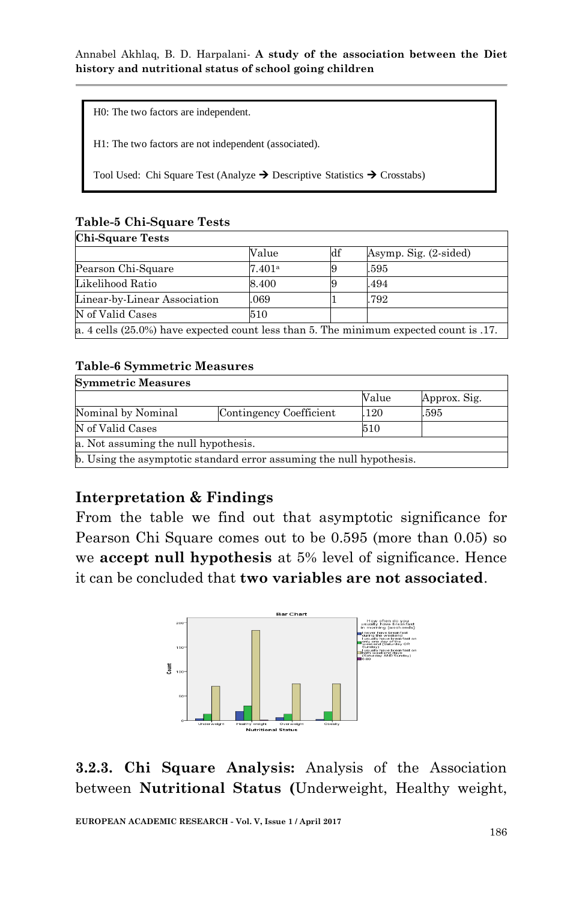H0: The two factors are independent.

H1: The two factors are not independent (associated).

Tool Used: Chi Square Test (Analyze → Descriptive Statistics → Crosstabs)

**Table-5 Chi-Square Tests**

| Chi-Square Tests | | | |
|---|---|---|---|
| | Value | df | Asymp. Sig. (2-sided) |
| Pearson Chi-Square | 7.401[a] | 9 | .595 |
| Likelihood Ratio | 8.400 | 9 | .494 |
| Linear-by-Linear Association | .069 | 1 | .792 |
| N of Valid Cases | 510 | | |
| a. 4 cells (25.0%) have expected count less than 5. The minimum expected count is .17. | | | |

**Table-6 Symmetric Measures**

| Symmetric Measures | | | |
|---|---|---|---|
| | | Value | Approx. Sig. |
| Nominal by Nominal | Contingency Coefficient | .120 | .595 |
| N of Valid Cases | | 510 | |
| a. Not assuming the null hypothesis. | | | |
| b. Using the asymptotic standard error assuming the null hypothesis. | | | |

## Interpretation & Findings

From the table we find out that asymptotic significance for Pearson Chi Square comes out to be 0.595 (more than 0.05) so we **accept null hypothesis** at 5% level of significance. Hence it can be concluded that **two variables are not associated**.

**3.2.3. Chi Square Analysis:** Analysis of the Association between **Nutritional Status (**Underweight, Healthy weight,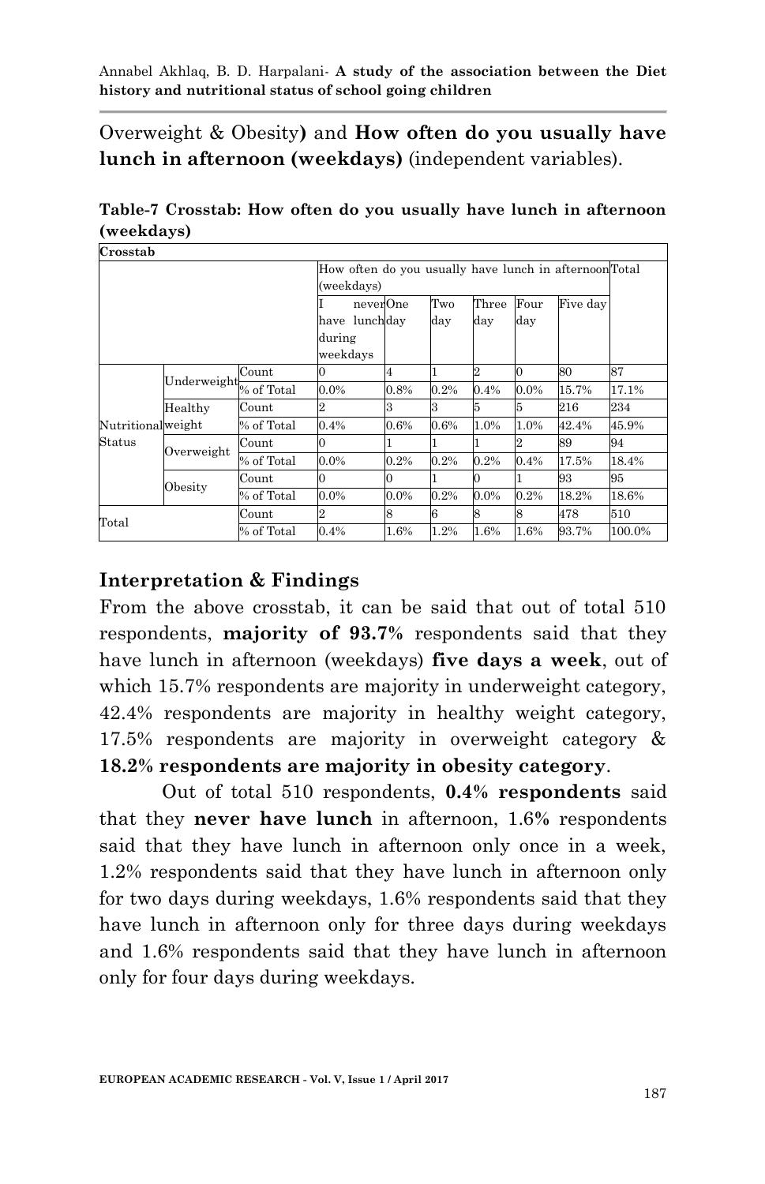Overweight & Obesity**)** and **How often do you usually have lunch in afternoon (weekdays)** (independent variables).

**Table-7 Crosstab: How often do you usually have lunch in afternoon (weekdays)**

| Crosstab | | | | | | | | | |
|---|---|---|---|---|---|---|---|---|---|
| | | | How often do you usually have lunch in afternoon (weekdays) | | | | | | Total |
| | | | I never have lunch during weekdays | One day | Two day | Three day | Four day | Five day | |
| Nutritional Status | Underweight | Count | 0 | 4 | 1 | 2 | 0 | 80 | 87 |
| | | % of Total | 0.0% | 0.8% | 0.2% | 0.4% | 0.0% | 15.7% | 17.1% |
| | Healthy weight | Count | 2 | 3 | 3 | 5 | 5 | 216 | 234 |
| | | % of Total | 0.4% | 0.6% | 0.6% | 1.0% | 1.0% | 42.4% | 45.9% |
| | Overweight | Count | 0 | 1 | 1 | 1 | 2 | 89 | 94 |
| | | % of Total | 0.0% | 0.2% | 0.2% | 0.2% | 0.4% | 17.5% | 18.4% |
| | Obesity | Count | 0 | 0 | 1 | 0 | 1 | 93 | 95 |
| | | % of Total | 0.0% | 0.0% | 0.2% | 0.0% | 0.2% | 18.2% | 18.6% |
| Total | | Count | 2 | 8 | 6 | 8 | 8 | 478 | 510 |
| | | % of Total | 0.4% | 1.6% | 1.2% | 1.6% | 1.6% | 93.7% | 100.0% |

## Interpretation & Findings

From the above crosstab, it can be said that out of total 510 respondents, **majority of 93.7%** respondents said that they have lunch in afternoon (weekdays) **five days a week**, out of which 15.7% respondents are majority in underweight category, 42.4% respondents are majority in healthy weight category, 17.5% respondents are majority in overweight category & **18.2% respondents are majority in obesity category**.

Out of total 510 respondents, **0.4% respondents** said that they **never have lunch** in afternoon, 1.6% respondents said that they have lunch in afternoon only once in a week, 1.2% respondents said that they have lunch in afternoon only for two days during weekdays, 1.6% respondents said that they have lunch in afternoon only for three days during weekdays and 1.6% respondents said that they have lunch in afternoon only for four days during weekdays.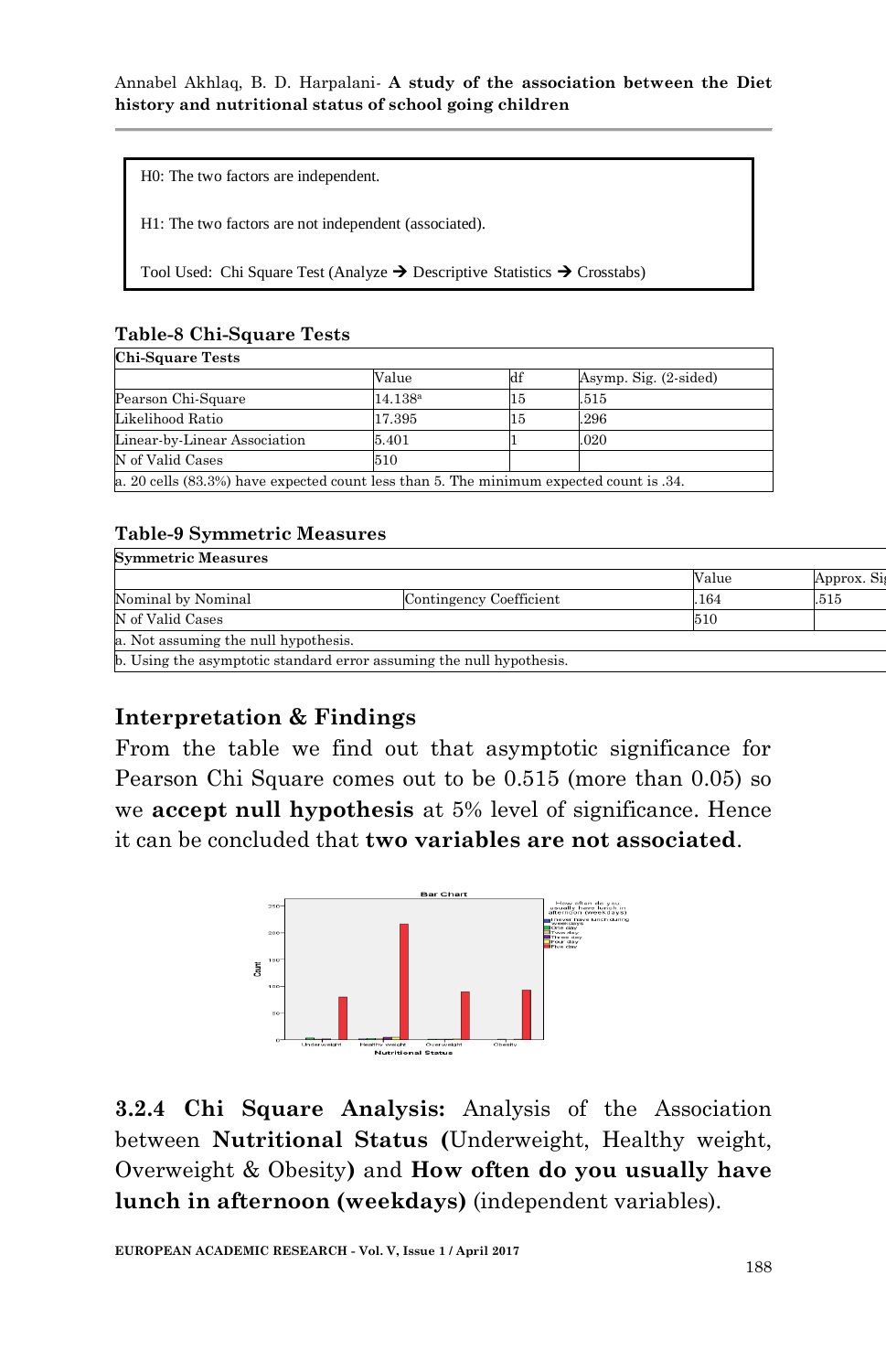H0: The two factors are independent.

H1: The two factors are not independent (associated).

Tool Used: Chi Square Test (Analyze → Descriptive Statistics → Crosstabs)

**Table-8 Chi-Square Tests**

| Chi-Square Tests | | | |
|---|---|---|---|
| | Value | df | Asymp. Sig. (2-sided) |
| Pearson Chi-Square | 14.138[a] | 15 | .515 |
| Likelihood Ratio | 17.395 | 15 | .296 |
| Linear-by-Linear Association | 5.401 | 1 | .020 |
| N of Valid Cases | 510 | | |
| a. 20 cells (83.3%) have expected count less than 5. The minimum expected count is .34. | | | |

**Table-9 Symmetric Measures**

| Symmetric Measures | | | |
|---|---|---|---|
| | | Value | Approx. Sig. |
| Nominal by Nominal | Contingency Coefficient | .164 | .515 |
| N of Valid Cases | | 510 | |
| a. Not assuming the null hypothesis. | | | |
| b. Using the asymptotic standard error assuming the null hypothesis. | | | |

## Interpretation & Findings

From the table we find out that asymptotic significance for Pearson Chi Square comes out to be 0.515 (more than 0.05) so we **accept null hypothesis** at 5% level of significance. Hence it can be concluded that **two variables are not associated**.

**3.2.4 Chi Square Analysis:** Analysis of the Association between **Nutritional Status (**Underweight, Healthy weight, Overweight & Obesity**)** and **How often do you usually have lunch in afternoon (weekdays)** (independent variables).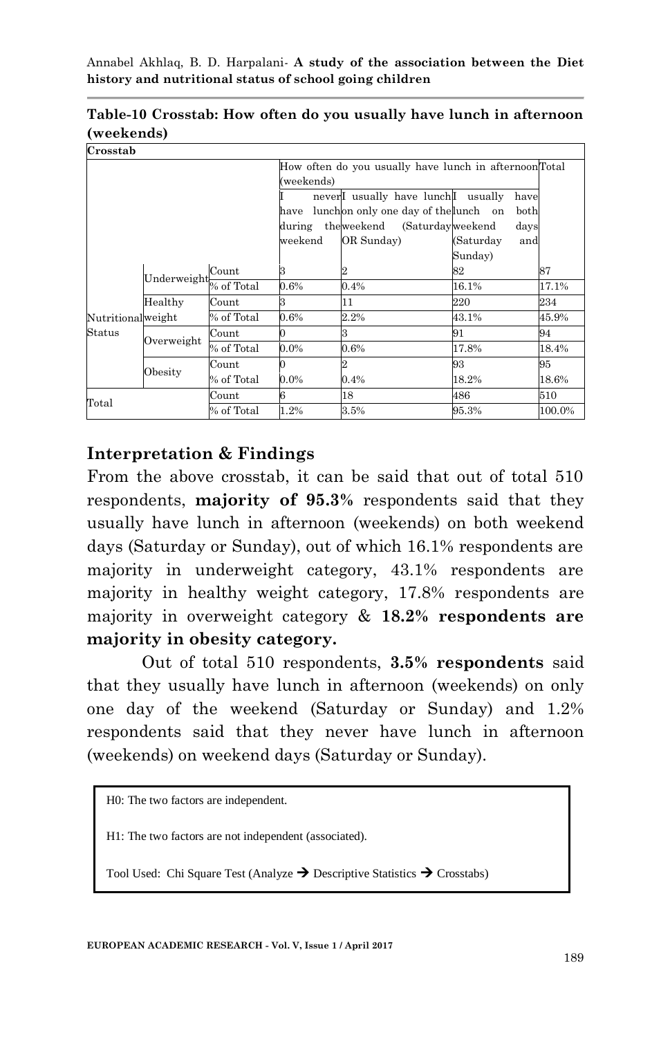**Table-10 Crosstab: How often do you usually have lunch in afternoon (weekends)**

**Crosstab**

| | | | How often do you usually have lunch in afternoon (weekends) | | | Total |
|---|---|---|---|---|---|---|
| | | | I never have lunch during the weekend | I usually have lunch on only one day of the weekend (Saturday OR Sunday) | I usually have lunch on both weekend days (Saturday and Sunday) | |
| Nutritional Status | Underweight | Count | 3 | 2 | 82 | 87 |
| | | % of Total | 0.6% | 0.4% | 16.1% | 17.1% |
| | Healthy weight | Count | 3 | 11 | 220 | 234 |
| | | % of Total | 0.6% | 2.2% | 43.1% | 45.9% |
| | Overweight | Count | 0 | 3 | 91 | 94 |
| | | % of Total | 0.0% | 0.6% | 17.8% | 18.4% |
| | Obesity | Count | 0 | 2 | 93 | 95 |
| | | % of Total | 0.0% | 0.4% | 18.2% | 18.6% |
| Total | | Count | 6 | 18 | 486 | 510 |
| | | % of Total | 1.2% | 3.5% | 95.3% | 100.0% |

## Interpretation & Findings

From the above crosstab, it can be said that out of total 510 respondents, **majority of 95.3%** respondents said that they usually have lunch in afternoon (weekends) on both weekend days (Saturday or Sunday), out of which 16.1% respondents are majority in underweight category, 43.1% respondents are majority in healthy weight category, 17.8% respondents are majority in overweight category & **18.2% respondents are majority in obesity category.**

Out of total 510 respondents, **3.5% respondents** said that they usually have lunch in afternoon (weekends) on only one day of the weekend (Saturday or Sunday) and 1.2% respondents said that they never have lunch in afternoon (weekends) on weekend days (Saturday or Sunday).

H0: The two factors are independent.

H1: The two factors are not independent (associated).

Tool Used: Chi Square Test (Analyze → Descriptive Statistics → Crosstabs)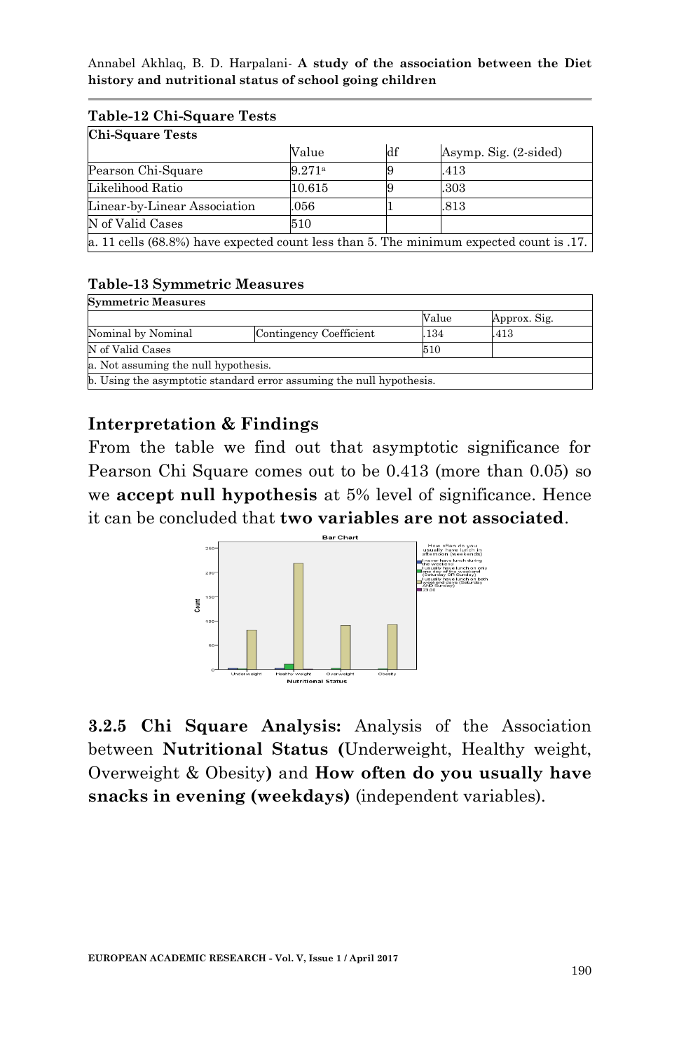**Table-12 Chi-Square Tests**

| Chi-Square Tests | | | |
|---|---|---|---|
| | Value | df | Asymp. Sig. (2-sided) |
| Pearson Chi-Square | 9.271[a] | 9 | .413 |
| Likelihood Ratio | 10.615 | 9 | .303 |
| Linear-by-Linear Association | .056 | 1 | .813 |
| N of Valid Cases | 510 | | |

a. 11 cells (68.8%) have expected count less than 5. The minimum expected count is .17.

**Table-13 Symmetric Measures**

| Symmetric Measures | | | |
|---|---|---|---|
| | | Value | Approx. Sig. |
| Nominal by Nominal | Contingency Coefficient | .134 | .413 |
| N of Valid Cases | | 510 | |

a. Not assuming the null hypothesis.
b. Using the asymptotic standard error assuming the null hypothesis.

## Interpretation & Findings

From the table we find out that asymptotic significance for Pearson Chi Square comes out to be 0.413 (more than 0.05) so we **accept null hypothesis** at 5% level of significance. Hence it can be concluded that **two variables are not associated**.

**3.2.5 Chi Square Analysis:** Analysis of the Association between **Nutritional Status (**Underweight, Healthy weight, Overweight & Obesity**)** and **How often do you usually have snacks in evening (weekdays)** (independent variables).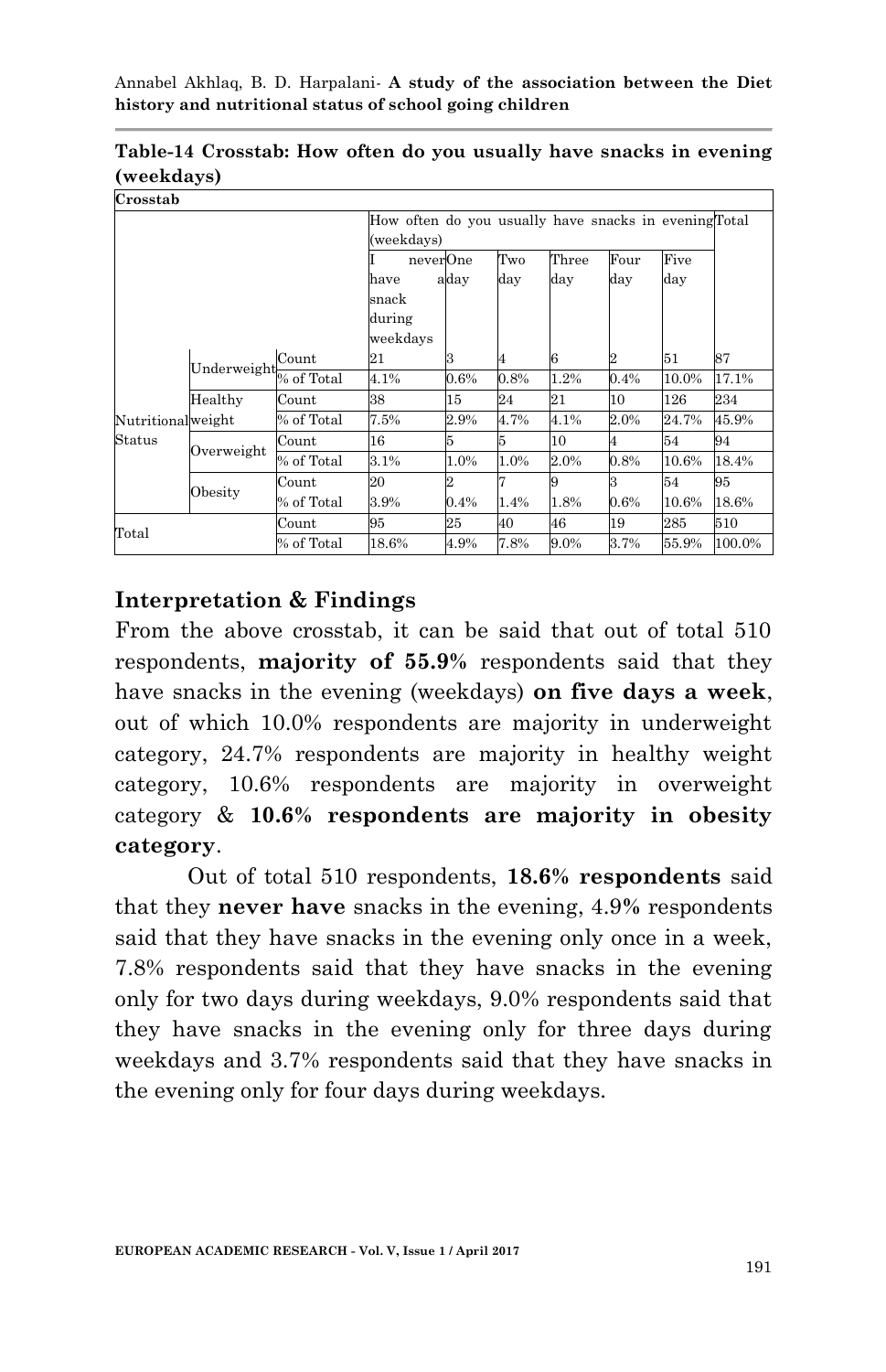**Table-14 Crosstab: How often do you usually have snacks in evening (weekdays)**

| Crosstab | | | | | | | | | |
|---|---|---|---|---|---|---|---|---|---|
| | | | How often do you usually have snacks in evening (weekdays) | | | | | | Total |
| | | | I never have snack during weekdays | One a day | Two day | Three day | Four day | Five day | |
| Nutritional Status | Underweight | Count | 21 | 3 | 4 | 6 | 2 | 51 | 87 |
| | | % of Total | 4.1% | 0.6% | 0.8% | 1.2% | 0.4% | 10.0% | 17.1% |
| | Healthy weight | Count | 38 | 15 | 24 | 21 | 10 | 126 | 234 |
| | | % of Total | 7.5% | 2.9% | 4.7% | 4.1% | 2.0% | 24.7% | 45.9% |
| | Overweight | Count | 16 | 5 | 5 | 10 | 4 | 54 | 94 |
| | | % of Total | 3.1% | 1.0% | 1.0% | 2.0% | 0.8% | 10.6% | 18.4% |
| | Obesity | Count | 20 | 2 | 7 | 9 | 3 | 54 | 95 |
| | | % of Total | 3.9% | 0.4% | 1.4% | 1.8% | 0.6% | 10.6% | 18.6% |
| Total | | Count | 95 | 25 | 40 | 46 | 19 | 285 | 510 |
| | | % of Total | 18.6% | 4.9% | 7.8% | 9.0% | 3.7% | 55.9% | 100.0% |

## Interpretation & Findings

From the above crosstab, it can be said that out of total 510 respondents, **majority of 55.9%** respondents said that they have snacks in the evening (weekdays) **on five days a week**, out of which 10.0% respondents are majority in underweight category, 24.7% respondents are majority in healthy weight category, 10.6% respondents are majority in overweight category & **10.6% respondents are majority in obesity category**.

Out of total 510 respondents, **18.6% respondents** said that they **never have** snacks in the evening, 4.9% respondents said that they have snacks in the evening only once in a week, 7.8% respondents said that they have snacks in the evening only for two days during weekdays, 9.0% respondents said that they have snacks in the evening only for three days during weekdays and 3.7% respondents said that they have snacks in the evening only for four days during weekdays.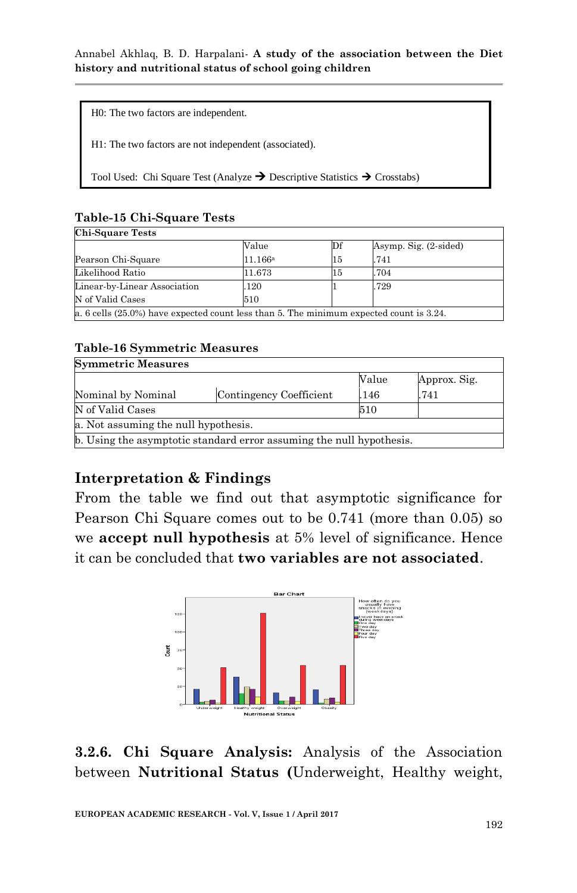H0: The two factors are independent.

H1: The two factors are not independent (associated).

Tool Used: Chi Square Test (Analyze → Descriptive Statistics → Crosstabs)

**Table-15 Chi-Square Tests**

| Chi-Square Tests | | | |
|---|---|---|---|
| | Value | Df | Asymp. Sig. (2-sided) |
| Pearson Chi-Square | 11.166[a] | 15 | .741 |
| Likelihood Ratio | 11.673 | 15 | .704 |
| Linear-by-Linear Association | .120 | 1 | .729 |
| N of Valid Cases | 510 | | |

a. 6 cells (25.0%) have expected count less than 5. The minimum expected count is 3.24.

**Table-16 Symmetric Measures**

| Symmetric Measures | | | |
|---|---|---|---|
| | | Value | Approx. Sig. |
| Nominal by Nominal | Contingency Coefficient | .146 | .741 |
| N of Valid Cases | | 510 | |

a. Not assuming the null hypothesis.

b. Using the asymptotic standard error assuming the null hypothesis.

## Interpretation & Findings

From the table we find out that asymptotic significance for Pearson Chi Square comes out to be 0.741 (more than 0.05) so we **accept null hypothesis** at 5% level of significance. Hence it can be concluded that **two variables are not associated**.

**3.2.6. Chi Square Analysis:** Analysis of the Association between **Nutritional Status (**Underweight, Healthy weight,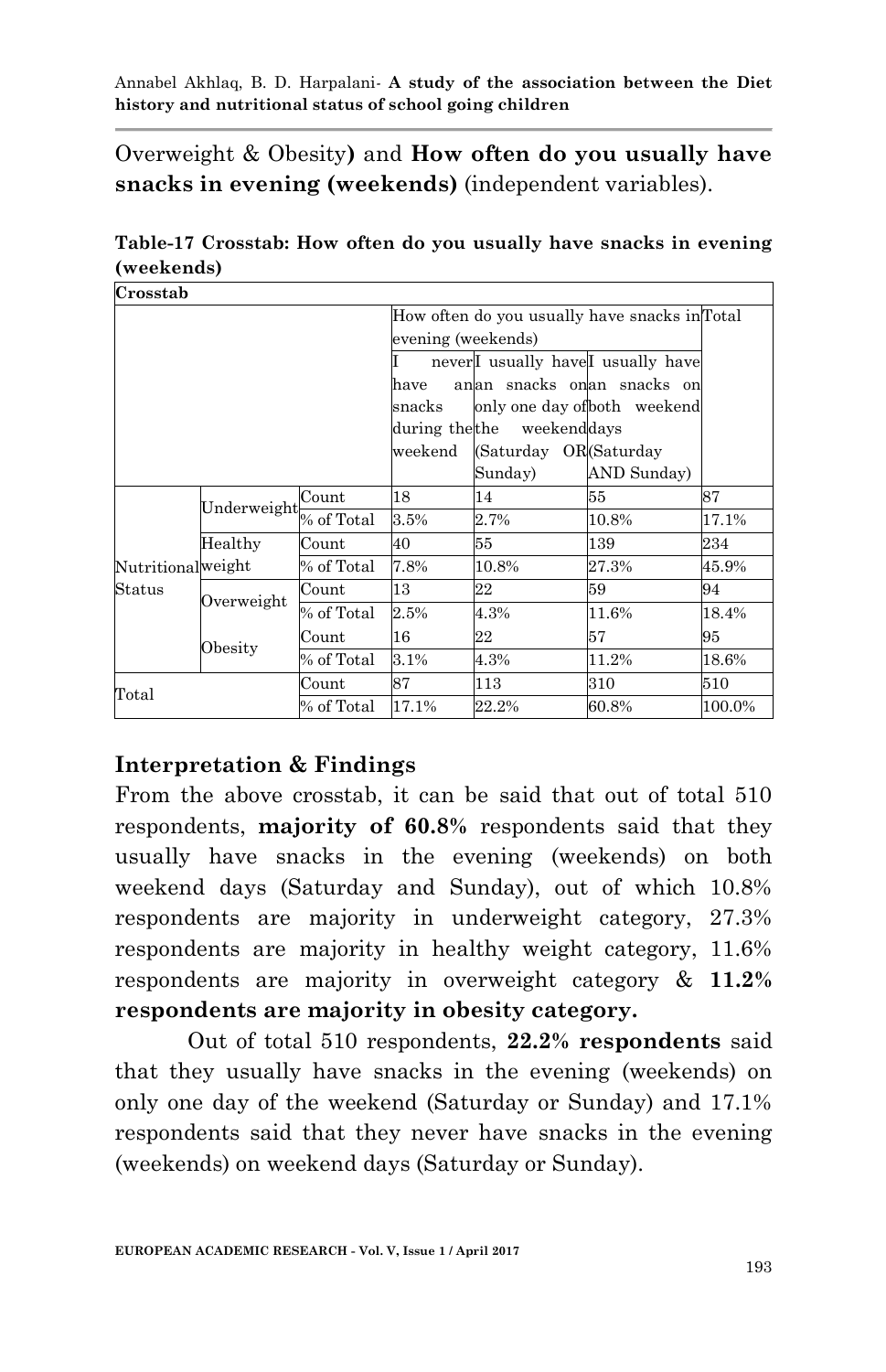Overweight & Obesity**)** and **How often do you usually have snacks in evening (weekends)** (independent variables).

**Table-17 Crosstab: How often do you usually have snacks in evening (weekends)**

| Crosstab | | | | | | |
|---|---|---|---|---|---|---|
| | | | How often do you usually have snacks in evening (weekends) | | | Total |
| | | | I never have an snacks during the weekend | I usually have an snacks on only one day of the weekend (Saturday OR Sunday) | I usually have an snacks on both weekend days (Saturday AND Sunday) | |
| Nutritional Status | Underweight | Count | 18 | 14 | 55 | 87 |
| | | % of Total | 3.5% | 2.7% | 10.8% | 17.1% |
| | Healthy weight | Count | 40 | 55 | 139 | 234 |
| | | % of Total | 7.8% | 10.8% | 27.3% | 45.9% |
| | Overweight | Count | 13 | 22 | 59 | 94 |
| | | % of Total | 2.5% | 4.3% | 11.6% | 18.4% |
| | Obesity | Count | 16 | 22 | 57 | 95 |
| | | % of Total | 3.1% | 4.3% | 11.2% | 18.6% |
| Total | | Count | 87 | 113 | 310 | 510 |
| | | % of Total | 17.1% | 22.2% | 60.8% | 100.0% |

## Interpretation & Findings

From the above crosstab, it can be said that out of total 510 respondents, **majority of 60.8%** respondents said that they usually have snacks in the evening (weekends) on both weekend days (Saturday and Sunday), out of which 10.8% respondents are majority in underweight category, 27.3% respondents are majority in healthy weight category, 11.6% respondents are majority in overweight category & **11.2% respondents are majority in obesity category.**

Out of total 510 respondents, **22.2% respondents** said that they usually have snacks in the evening (weekends) on only one day of the weekend (Saturday or Sunday) and 17.1% respondents said that they never have snacks in the evening (weekends) on weekend days (Saturday or Sunday).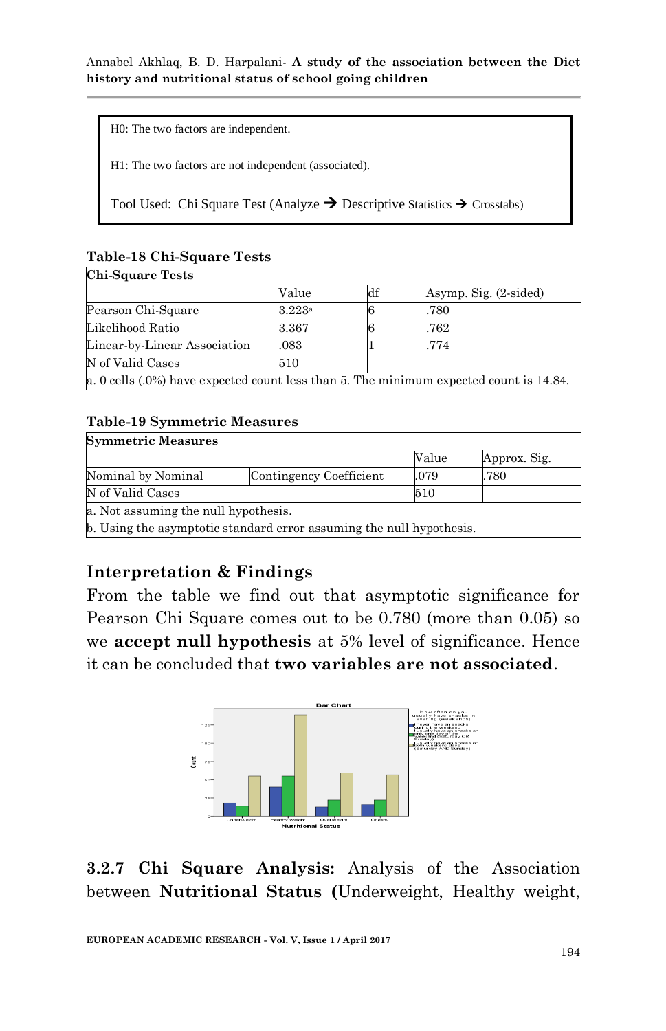H0: The two factors are independent.

H1: The two factors are not independent (associated).

Tool Used: Chi Square Test (Analyze → Descriptive Statistics → Crosstabs)

**Table-18 Chi-Square Tests**

| Chi-Square Tests | | | |
|---|---|---|---|
| | Value | df | Asymp. Sig. (2-sided) |
| Pearson Chi-Square | 3.223[a] | 6 | .780 |
| Likelihood Ratio | 3.367 | 6 | .762 |
| Linear-by-Linear Association | .083 | 1 | .774 |
| N of Valid Cases | 510 | | |

a. 0 cells (.0%) have expected count less than 5. The minimum expected count is 14.84.

**Table-19 Symmetric Measures**

| Symmetric Measures | | | |
|---|---|---|---|
| | | Value | Approx. Sig. |
| Nominal by Nominal | Contingency Coefficient | .079 | .780 |
| N of Valid Cases | | 510 | |

a. Not assuming the null hypothesis.

b. Using the asymptotic standard error assuming the null hypothesis.

## Interpretation & Findings

From the table we find out that asymptotic significance for Pearson Chi Square comes out to be 0.780 (more than 0.05) so we **accept null hypothesis** at 5% level of significance. Hence it can be concluded that **two variables are not associated**.

**3.2.7 Chi Square Analysis:** Analysis of the Association between **Nutritional Status (**Underweight, Healthy weight,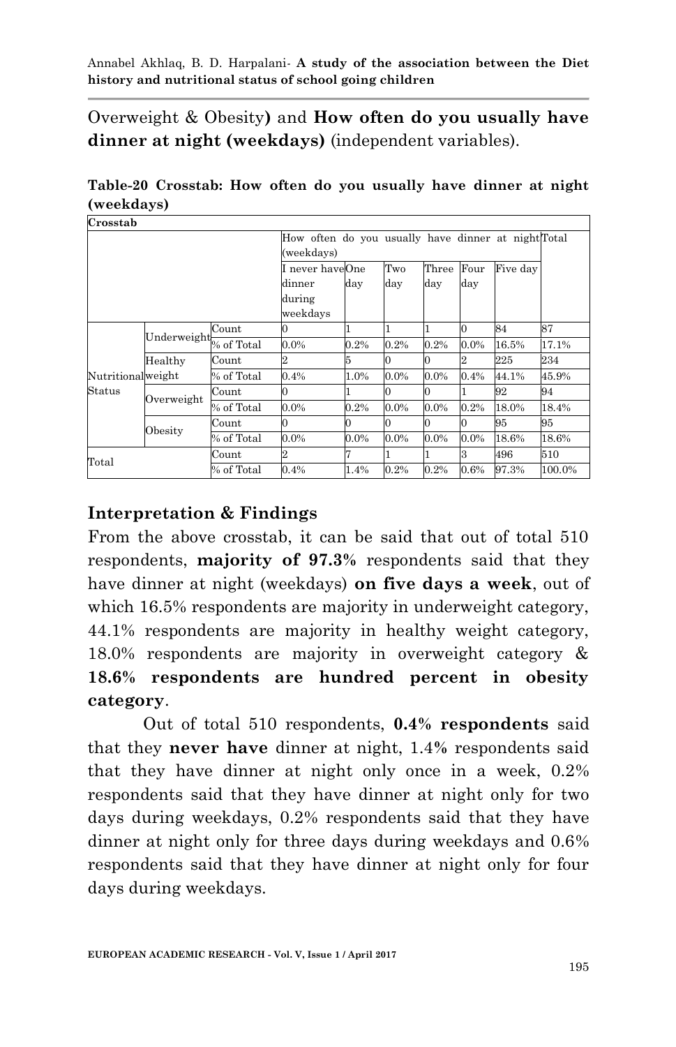Overweight & Obesity**)** and **How often do you usually have dinner at night (weekdays)** (independent variables).

**Table-20 Crosstab: How often do you usually have dinner at night (weekdays)**

| Crosstab | | | | | | | | | |
|---|---|---|---|---|---|---|---|---|---|
| | | | How often do you usually have dinner at night (weekdays) | | | | | | Total |
| | | | I never have dinner during weekdays | One day | Two day | Three day | Four day | Five day | |
| Nutritional Status | Underweight | Count | 0 | 1 | 1 | 1 | 0 | 84 | 87 |
| | | % of Total | 0.0% | 0.2% | 0.2% | 0.2% | 0.0% | 16.5% | 17.1% |
| | Healthy weight | Count | 2 | 5 | 0 | 0 | 2 | 225 | 234 |
| | | % of Total | 0.4% | 1.0% | 0.0% | 0.0% | 0.4% | 44.1% | 45.9% |
| | Overweight | Count | 0 | 1 | 0 | 0 | 1 | 92 | 94 |
| | | % of Total | 0.0% | 0.2% | 0.0% | 0.0% | 0.2% | 18.0% | 18.4% |
| | Obesity | Count | 0 | 0 | 0 | 0 | 0 | 95 | 95 |
| | | % of Total | 0.0% | 0.0% | 0.0% | 0.0% | 0.0% | 18.6% | 18.6% |
| Total | | Count | 2 | 7 | 1 | 1 | 3 | 496 | 510 |
| | | % of Total | 0.4% | 1.4% | 0.2% | 0.2% | 0.6% | 97.3% | 100.0% |

## Interpretation & Findings

From the above crosstab, it can be said that out of total 510 respondents, **majority of 97.3%** respondents said that they have dinner at night (weekdays) **on five days a week**, out of which 16.5% respondents are majority in underweight category, 44.1% respondents are majority in healthy weight category, 18.0% respondents are majority in overweight category & **18.6% respondents are hundred percent in obesity category**.

Out of total 510 respondents, **0.4% respondents** said that they **never have** dinner at night, 1.4% respondents said that they have dinner at night only once in a week, 0.2% respondents said that they have dinner at night only for two days during weekdays, 0.2% respondents said that they have dinner at night only for three days during weekdays and 0.6% respondents said that they have dinner at night only for four days during weekdays.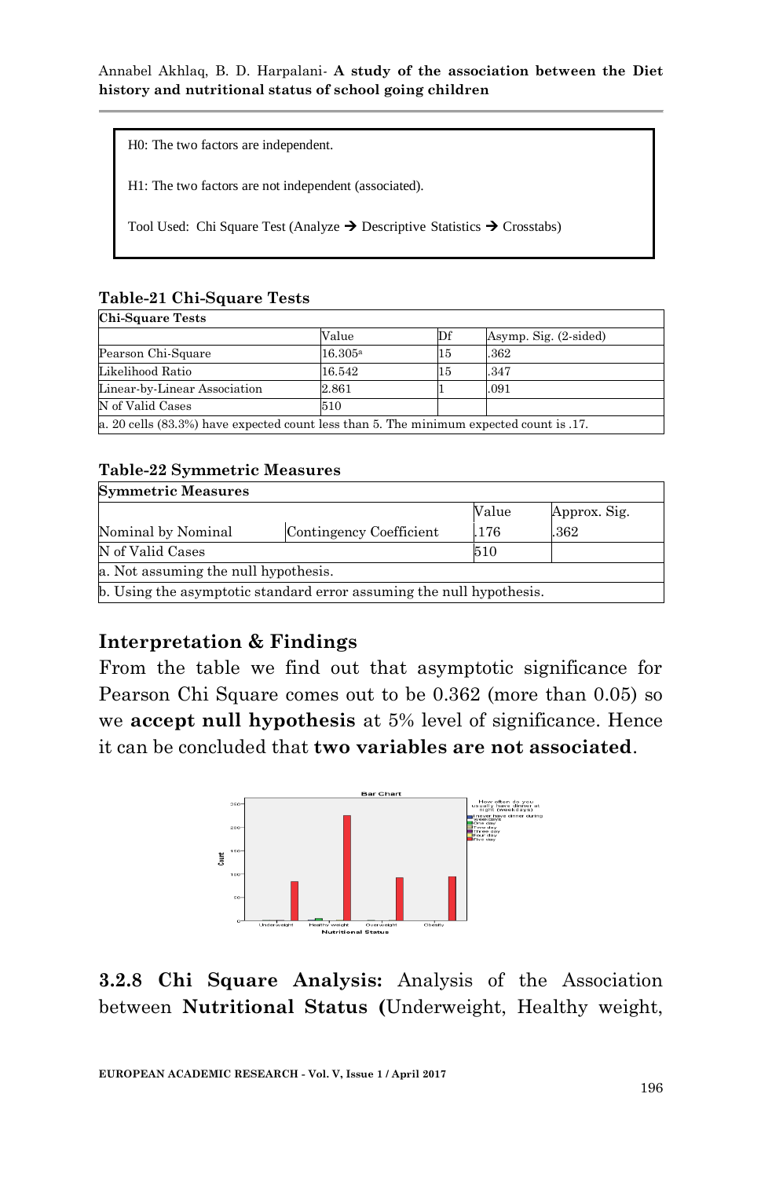H0: The two factors are independent.

H1: The two factors are not independent (associated).

Tool Used: Chi Square Test (Analyze → Descriptive Statistics → Crosstabs)

**Table-21 Chi-Square Tests**

| Chi-Square Tests | | | |
|---|---|---|---|
| | Value | Df | Asymp. Sig. (2-sided) |
| Pearson Chi-Square | 16.305[a] | 15 | .362 |
| Likelihood Ratio | 16.542 | 15 | .347 |
| Linear-by-Linear Association | 2.861 | 1 | .091 |
| N of Valid Cases | 510 | | |
| a. 20 cells (83.3%) have expected count less than 5. The minimum expected count is .17. | | | |

**Table-22 Symmetric Measures**

| Symmetric Measures | | | |
|---|---|---|---|
| | | Value | Approx. Sig. |
| Nominal by Nominal | Contingency Coefficient | .176 | .362 |
| N of Valid Cases | | 510 | |
| a. Not assuming the null hypothesis. | | | |
| b. Using the asymptotic standard error assuming the null hypothesis. | | | |

## Interpretation & Findings

From the table we find out that asymptotic significance for Pearson Chi Square comes out to be 0.362 (more than 0.05) so we **accept null hypothesis** at 5% level of significance. Hence it can be concluded that **two variables are not associated**.

**3.2.8 Chi Square Analysis:** Analysis of the Association between **Nutritional Status (**Underweight, Healthy weight,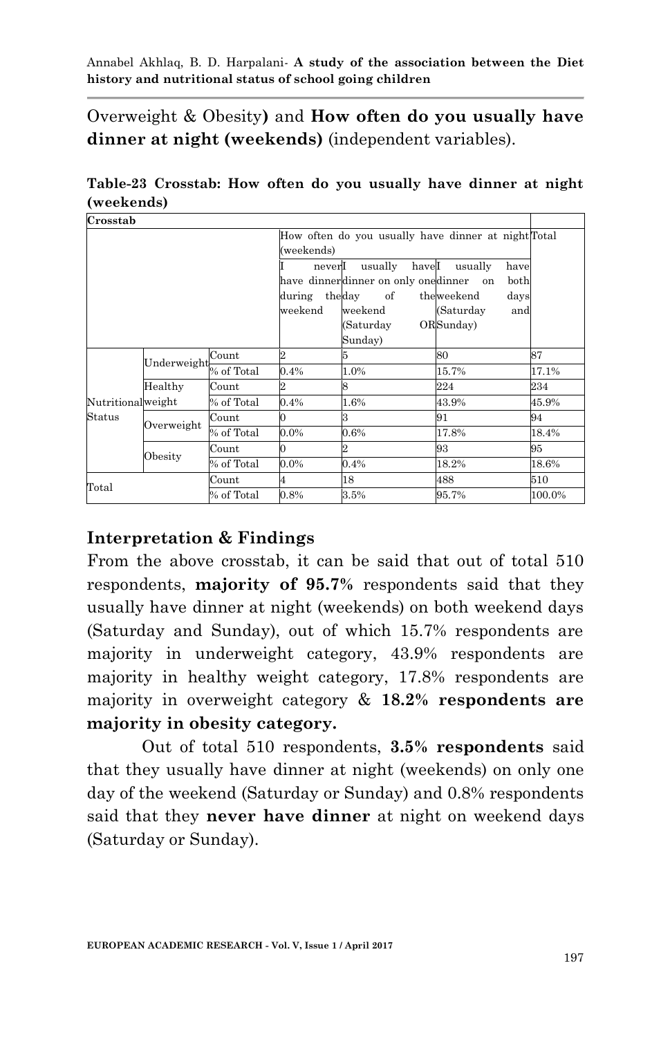Overweight & Obesity**)** and **How often do you usually have dinner at night (weekends)** (independent variables).

**Table-23 Crosstab: How often do you usually have dinner at night (weekends)**

| Crosstab | | | | | | |
|---|---|---|---|---|---|---|
| | | | How often do you usually have dinner at night (weekends) | | | Total |
| | | | I never have dinner during the weekend | I usually have dinner on only one day of weekend (Saturday OR Sunday) | I usually have dinner on both weekend days (Saturday and Sunday) | |
| Nutritional Status | Underweight | Count | 2 | 5 | 80 | 87 |
| | | % of Total | 0.4% | 1.0% | 15.7% | 17.1% |
| | Healthy weight | Count | 2 | 8 | 224 | 234 |
| | | % of Total | 0.4% | 1.6% | 43.9% | 45.9% |
| | Overweight | Count | 0 | 3 | 91 | 94 |
| | | % of Total | 0.0% | 0.6% | 17.8% | 18.4% |
| | Obesity | Count | 0 | 2 | 93 | 95 |
| | | % of Total | 0.0% | 0.4% | 18.2% | 18.6% |
| Total | | Count | 4 | 18 | 488 | 510 |
| | | % of Total | 0.8% | 3.5% | 95.7% | 100.0% |

## Interpretation & Findings

From the above crosstab, it can be said that out of total 510 respondents, **majority of 95.7%** respondents said that they usually have dinner at night (weekends) on both weekend days (Saturday and Sunday), out of which 15.7% respondents are majority in underweight category, 43.9% respondents are majority in healthy weight category, 17.8% respondents are majority in overweight category & **18.2% respondents are majority in obesity category.**

Out of total 510 respondents, **3.5% respondents** said that they usually have dinner at night (weekends) on only one day of the weekend (Saturday or Sunday) and 0.8% respondents said that they **never have dinner** at night on weekend days (Saturday or Sunday).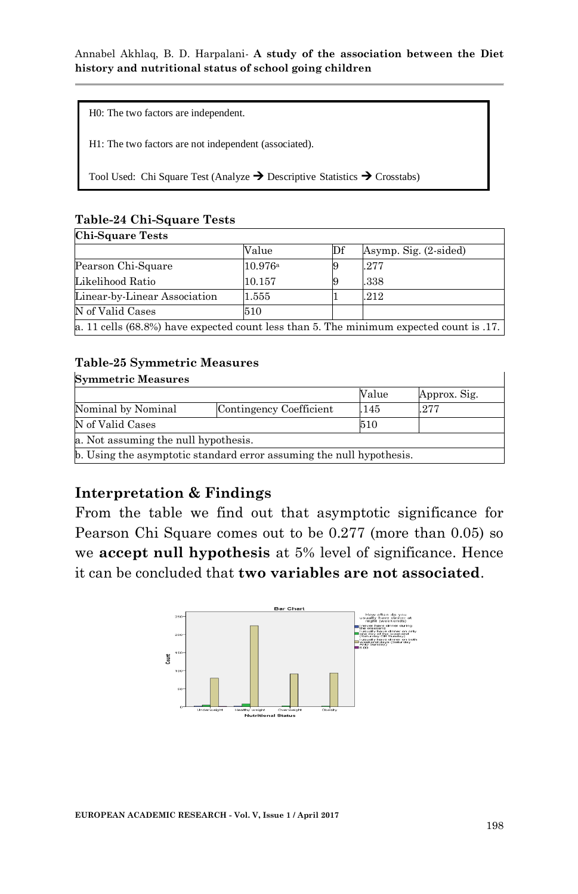H0: The two factors are independent.

H1: The two factors are not independent (associated).

Tool Used: Chi Square Test (Analyze → Descriptive Statistics → Crosstabs)

**Table-24 Chi-Square Tests**

| Chi-Square Tests | | | |
|---|---|---|---|
| | Value | Df | Asymp. Sig. (2-sided) |
| Pearson Chi-Square | 10.976[a] | 9 | .277 |
| Likelihood Ratio | 10.157 | 9 | .338 |
| Linear-by-Linear Association | 1.555 | 1 | .212 |
| N of Valid Cases | 510 | | |
| a. 11 cells (68.8%) have expected count less than 5. The minimum expected count is .17. | | | |

**Table-25 Symmetric Measures**

| Symmetric Measures | | | |
|---|---|---|---|
| | | Value | Approx. Sig. |
| Nominal by Nominal | Contingency Coefficient | .145 | .277 |
| N of Valid Cases | | 510 | |
| a. Not assuming the null hypothesis. | | | |
| b. Using the asymptotic standard error assuming the null hypothesis. | | | |

## Interpretation & Findings

From the table we find out that asymptotic significance for Pearson Chi Square comes out to be 0.277 (more than 0.05) so we **accept null hypothesis** at 5% level of significance. Hence it can be concluded that **two variables are not associated**.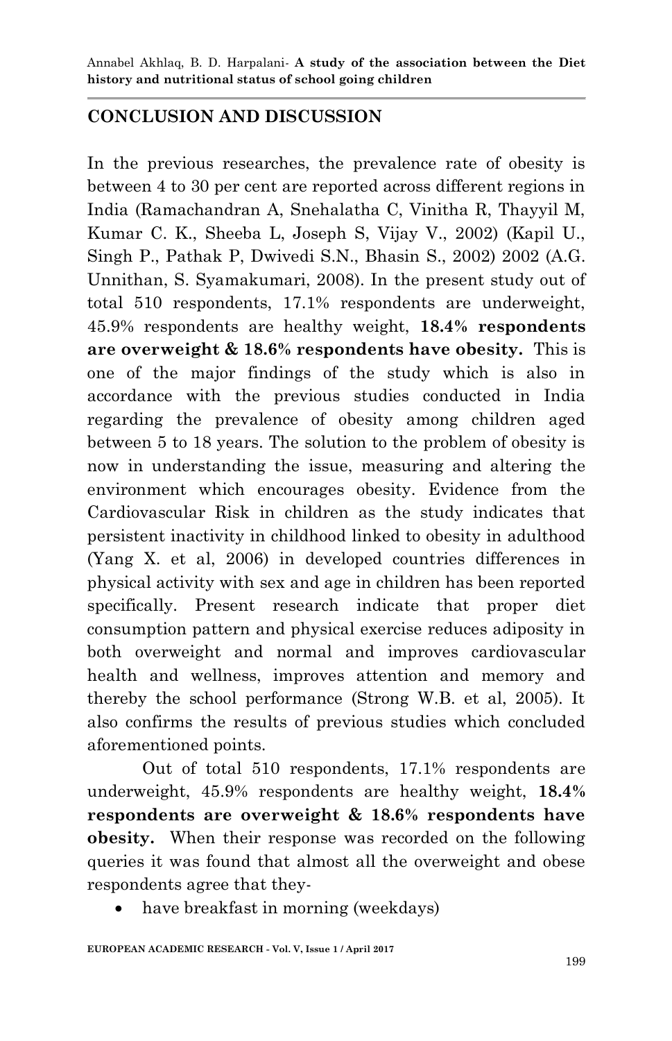## CONCLUSION AND DISCUSSION

In the previous researches, the prevalence rate of obesity is between 4 to 30 per cent are reported across different regions in India (Ramachandran A, Snehalatha C, Vinitha R, Thayyil M, Kumar C. K., Sheeba L, Joseph S, Vijay V., 2002) (Kapil U., Singh P., Pathak P, Dwivedi S.N., Bhasin S., 2002) 2002 (A.G. Unnithan, S. Syamakumari, 2008). In the present study out of total 510 respondents, 17.1% respondents are underweight, 45.9% respondents are healthy weight, **18.4% respondents are overweight & 18.6% respondents have obesity.** This is one of the major findings of the study which is also in accordance with the previous studies conducted in India regarding the prevalence of obesity among children aged between 5 to 18 years. The solution to the problem of obesity is now in understanding the issue, measuring and altering the environment which encourages obesity. Evidence from the Cardiovascular Risk in children as the study indicates that persistent inactivity in childhood linked to obesity in adulthood (Yang X. et al, 2006) in developed countries differences in physical activity with sex and age in children has been reported specifically. Present research indicate that proper diet consumption pattern and physical exercise reduces adiposity in both overweight and normal and improves cardiovascular health and wellness, improves attention and memory and thereby the school performance (Strong W.B. et al, 2005). It also confirms the results of previous studies which concluded aforementioned points.

Out of total 510 respondents, 17.1% respondents are underweight, 45.9% respondents are healthy weight, **18.4% respondents are overweight & 18.6% respondents have obesity.** When their response was recorded on the following queries it was found that almost all the overweight and obese respondents agree that they-

- have breakfast in morning (weekdays)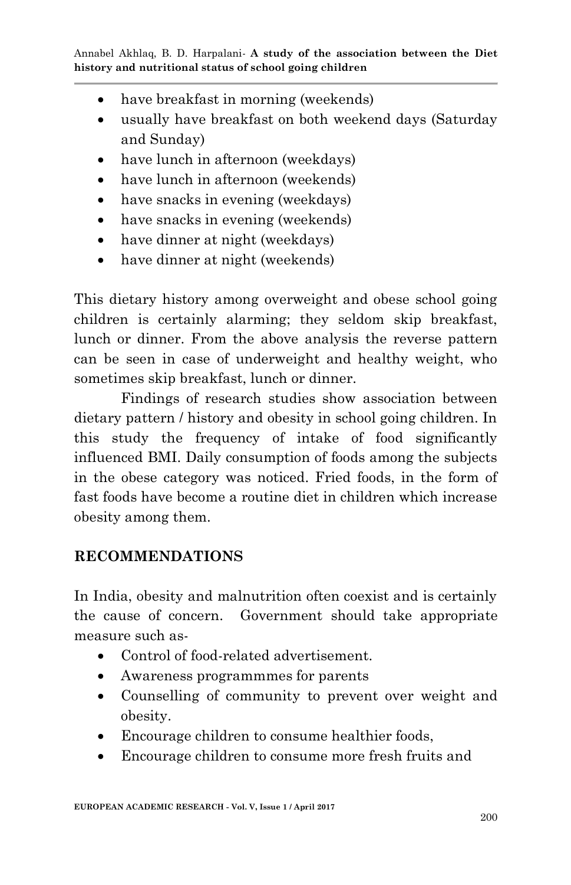- have breakfast in morning (weekends)
- usually have breakfast on both weekend days (Saturday and Sunday)
- have lunch in afternoon (weekdays)
- have lunch in afternoon (weekends)
- have snacks in evening (weekdays)
- have snacks in evening (weekends)
- have dinner at night (weekdays)
- have dinner at night (weekends)

This dietary history among overweight and obese school going children is certainly alarming; they seldom skip breakfast, lunch or dinner. From the above analysis the reverse pattern can be seen in case of underweight and healthy weight, who sometimes skip breakfast, lunch or dinner.

Findings of research studies show association between dietary pattern / history and obesity in school going children. In this study the frequency of intake of food significantly influenced BMI. Daily consumption of foods among the subjects in the obese category was noticed. Fried foods, in the form of fast foods have become a routine diet in children which increase obesity among them.

## RECOMMENDATIONS

In India, obesity and malnutrition often coexist and is certainly the cause of concern. Government should take appropriate measure such as-

- Control of food-related advertisement.
- Awareness programmmes for parents
- Counselling of community to prevent over weight and obesity.
- Encourage children to consume healthier foods,
- Encourage children to consume more fresh fruits and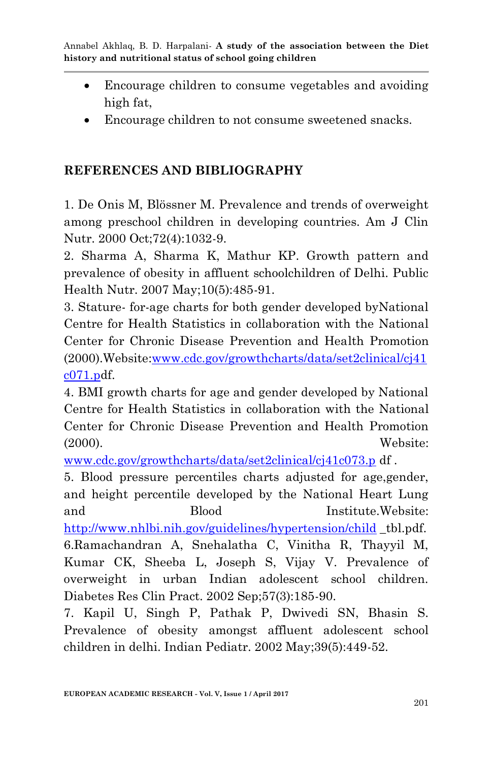- Encourage children to consume vegetables and avoiding high fat,
- Encourage children to not consume sweetened snacks.

## REFERENCES AND BIBLIOGRAPHY

1. De Onis M, Blössner M. Prevalence and trends of overweight among preschool children in developing countries. Am J Clin Nutr. 2000 Oct;72(4):1032-9.
2. Sharma A, Sharma K, Mathur KP. Growth pattern and prevalence of obesity in affluent schoolchildren of Delhi. Public Health Nutr. 2007 May;10(5):485-91.
3. Stature- for-age charts for both gender developed byNational Centre for Health Statistics in collaboration with the National Center for Chronic Disease Prevention and Health Promotion (2000).Website:www.cdc.gov/growthcharts/data/set2clinical/cj41c071.pdf.
4. BMI growth charts for age and gender developed by National Centre for Health Statistics in collaboration with the National Center for Chronic Disease Prevention and Health Promotion (2000). Website: www.cdc.gov/growthcharts/data/set2clinical/cj41c073.p df .
5. Blood pressure percentiles charts adjusted for age,gender, and height percentile developed by the National Heart Lung and Blood Institute.Website: http://www.nhlbi.nih.gov/guidelines/hypertension/child _tbl.pdf.
6. Ramachandran A, Snehalatha C, Vinitha R, Thayyil M, Kumar CK, Sheeba L, Joseph S, Vijay V. Prevalence of overweight in urban Indian adolescent school children. Diabetes Res Clin Pract. 2002 Sep;57(3):185-90.
7. Kapil U, Singh P, Pathak P, Dwivedi SN, Bhasin S. Prevalence of obesity amongst affluent adolescent school children in delhi. Indian Pediatr. 2002 May;39(5):449-52.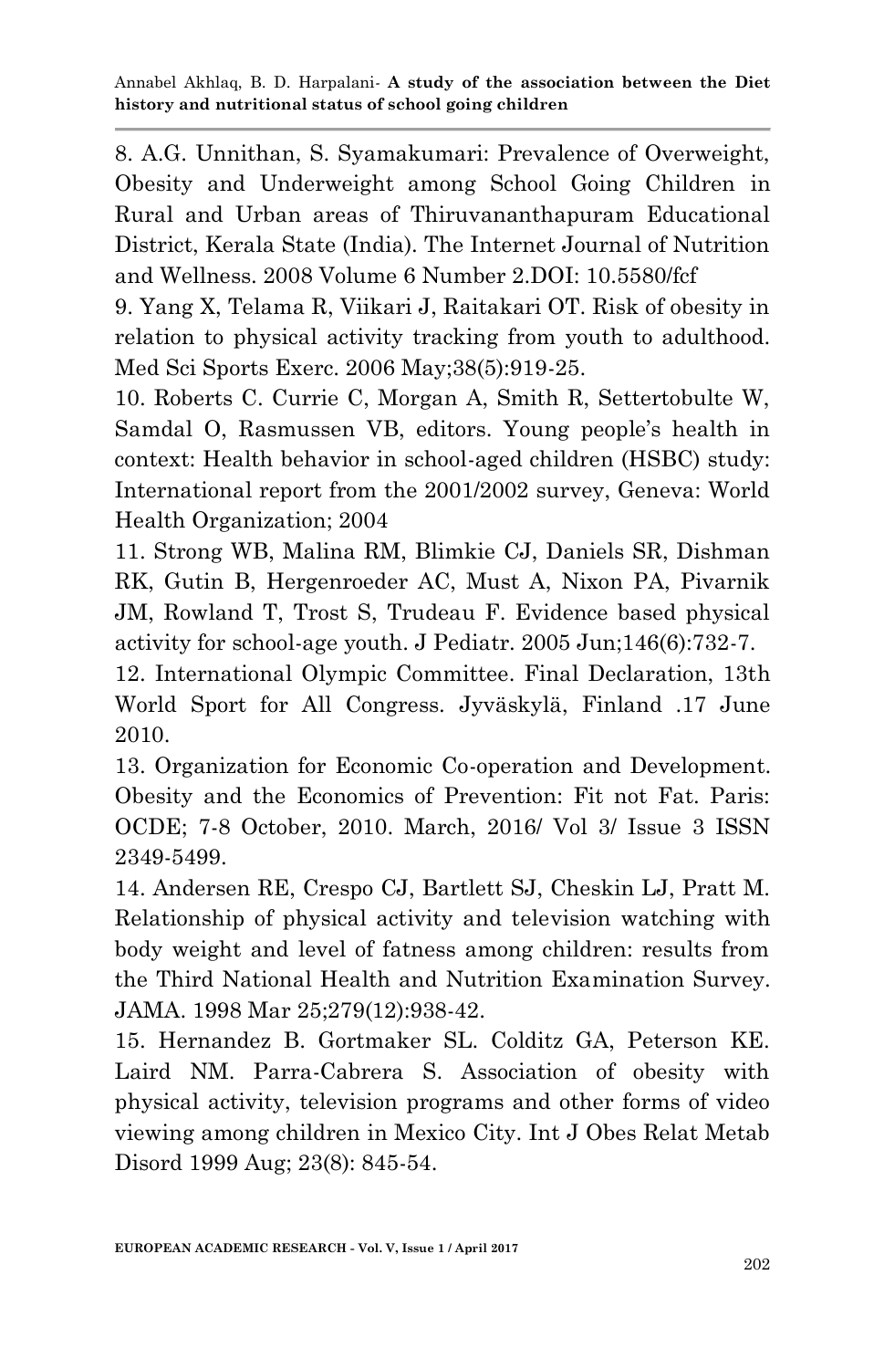8. A.G. Unnithan, S. Syamakumari: Prevalence of Overweight, Obesity and Underweight among School Going Children in Rural and Urban areas of Thiruvananthapuram Educational District, Kerala State (India). The Internet Journal of Nutrition and Wellness. 2008 Volume 6 Number 2.DOI: 10.5580/fcf

9. Yang X, Telama R, Viikari J, Raitakari OT. Risk of obesity in relation to physical activity tracking from youth to adulthood. Med Sci Sports Exerc. 2006 May;38(5):919-25.

10. Roberts C. Currie C, Morgan A, Smith R, Settertobulte W, Samdal O, Rasmussen VB, editors. Young people's health in context: Health behavior in school-aged children (HSBC) study: International report from the 2001/2002 survey, Geneva: World Health Organization; 2004

11. Strong WB, Malina RM, Blimkie CJ, Daniels SR, Dishman RK, Gutin B, Hergenroeder AC, Must A, Nixon PA, Pivarnik JM, Rowland T, Trost S, Trudeau F. Evidence based physical activity for school-age youth. J Pediatr. 2005 Jun;146(6):732-7.

12. International Olympic Committee. Final Declaration, 13th World Sport for All Congress. Jyväskylä, Finland .17 June 2010.

13. Organization for Economic Co-operation and Development. Obesity and the Economics of Prevention: Fit not Fat. Paris: OCDE; 7-8 October, 2010. March, 2016/ Vol 3/ Issue 3 ISSN 2349-5499.

14. Andersen RE, Crespo CJ, Bartlett SJ, Cheskin LJ, Pratt M. Relationship of physical activity and television watching with body weight and level of fatness among children: results from the Third National Health and Nutrition Examination Survey. JAMA. 1998 Mar 25;279(12):938-42.

15. Hernandez B. Gortmaker SL. Colditz GA, Peterson KE. Laird NM. Parra-Cabrera S. Association of obesity with physical activity, television programs and other forms of video viewing among children in Mexico City. Int J Obes Relat Metab Disord 1999 Aug; 23(8): 845-54.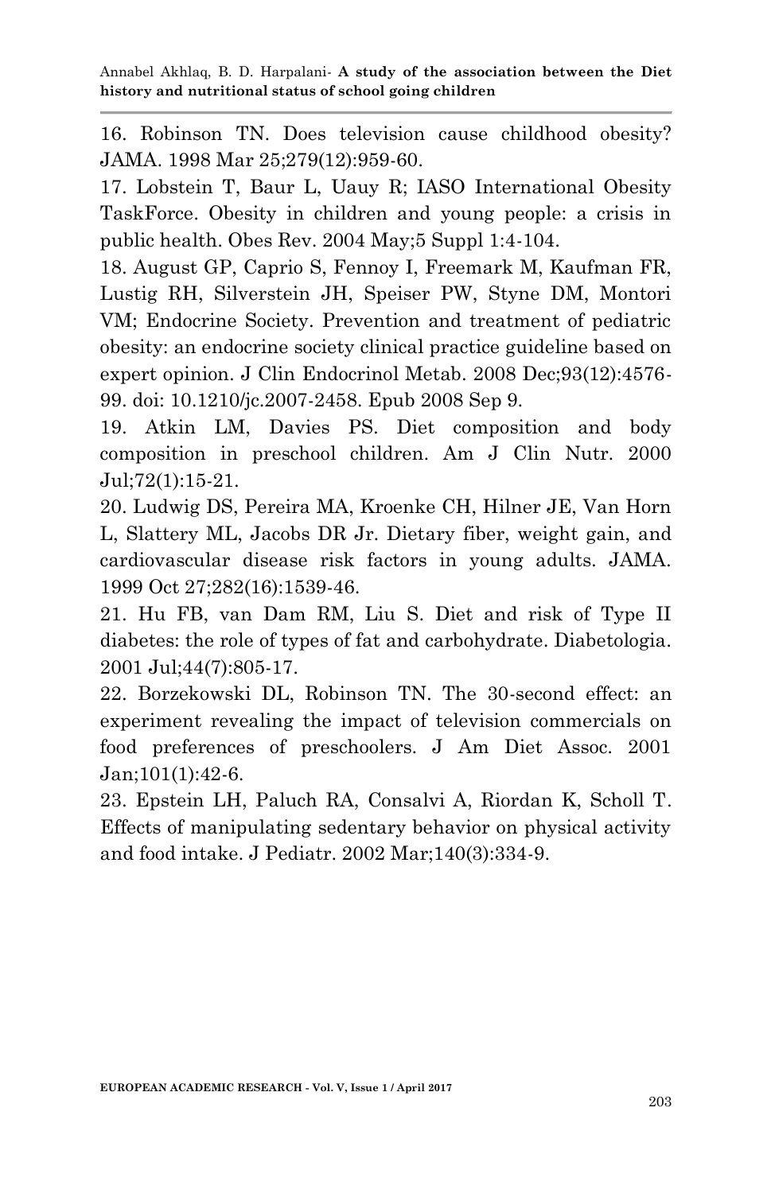16. Robinson TN. Does television cause childhood obesity? JAMA. 1998 Mar 25;279(12):959-60.

17. Lobstein T, Baur L, Uauy R; IASO International Obesity TaskForce. Obesity in children and young people: a crisis in public health. Obes Rev. 2004 May;5 Suppl 1:4-104.

18. August GP, Caprio S, Fennoy I, Freemark M, Kaufman FR, Lustig RH, Silverstein JH, Speiser PW, Styne DM, Montori VM; Endocrine Society. Prevention and treatment of pediatric obesity: an endocrine society clinical practice guideline based on expert opinion. J Clin Endocrinol Metab. 2008 Dec;93(12):4576-99. doi: 10.1210/jc.2007-2458. Epub 2008 Sep 9.

19. Atkin LM, Davies PS. Diet composition and body composition in preschool children. Am J Clin Nutr. 2000 Jul;72(1):15-21.

20. Ludwig DS, Pereira MA, Kroenke CH, Hilner JE, Van Horn L, Slattery ML, Jacobs DR Jr. Dietary fiber, weight gain, and cardiovascular disease risk factors in young adults. JAMA. 1999 Oct 27;282(16):1539-46.

21. Hu FB, van Dam RM, Liu S. Diet and risk of Type II diabetes: the role of types of fat and carbohydrate. Diabetologia. 2001 Jul;44(7):805-17.

22. Borzekowski DL, Robinson TN. The 30-second effect: an experiment revealing the impact of television commercials on food preferences of preschoolers. J Am Diet Assoc. 2001 Jan;101(1):42-6.

23. Epstein LH, Paluch RA, Consalvi A, Riordan K, Scholl T. Effects of manipulating sedentary behavior on physical activity and food intake. J Pediatr. 2002 Mar;140(3):334-9.